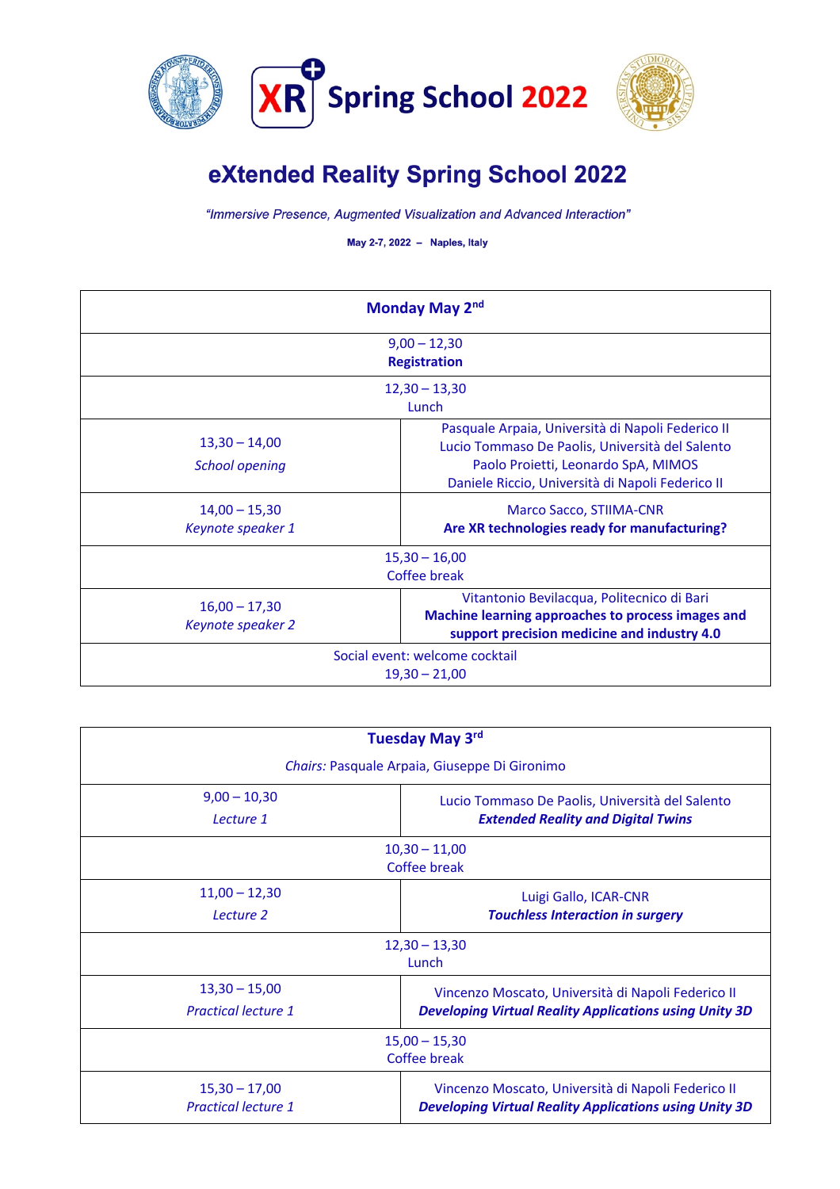# XR Spring School 2022

## eXtended Reality Spring School 2022

*"Immersive Presence, Augmented Visualization and Advanced Interaction"*

**May 2-7, 2022 – Naples, Italy**

| **Monday May 2nd** | |
|---|---|
| 9,00 – 12,30<br>**Registration** | |
| 12,30 – 13,30<br>Lunch | |
| 13,30 – 14,00<br>*School opening* | Pasquale Arpaia, Università di Napoli Federico II<br>Lucio Tommaso De Paolis, Università del Salento<br>Paolo Proietti, Leonardo SpA, MIMOS<br>Daniele Riccio, Università di Napoli Federico II |
| 14,00 – 15,30<br>*Keynote speaker 1* | Marco Sacco, STIIMA-CNR<br>**Are XR technologies ready for manufacturing?** |
| 15,30 – 16,00<br>Coffee break | |
| 16,00 – 17,30<br>*Keynote speaker 2* | Vitantonio Bevilacqua, Politecnico di Bari<br>**Machine learning approaches to process images and support precision medicine and industry 4.0** |
| Social event: welcome cocktail<br>19,30 – 21,00 | |

| **Tuesday May 3rd**<br>*Chairs:* Pasquale Arpaia, Giuseppe Di Gironimo | |
|---|---|
| 9,00 – 10,30<br>*Lecture 1* | Lucio Tommaso De Paolis, Università del Salento<br>***Extended Reality and Digital Twins*** |
| 10,30 – 11,00<br>Coffee break | |
| 11,00 – 12,30<br>*Lecture 2* | Luigi Gallo, ICAR-CNR<br>***Touchless Interaction in surgery*** |
| 12,30 – 13,30<br>Lunch | |
| 13,30 – 15,00<br>*Practical lecture 1* | Vincenzo Moscato, Università di Napoli Federico II<br>***Developing Virtual Reality Applications using Unity 3D*** |
| 15,00 – 15,30<br>Coffee break | |
| 15,30 – 17,00<br>*Practical lecture 1* | Vincenzo Moscato, Università di Napoli Federico II<br>***Developing Virtual Reality Applications using Unity 3D*** |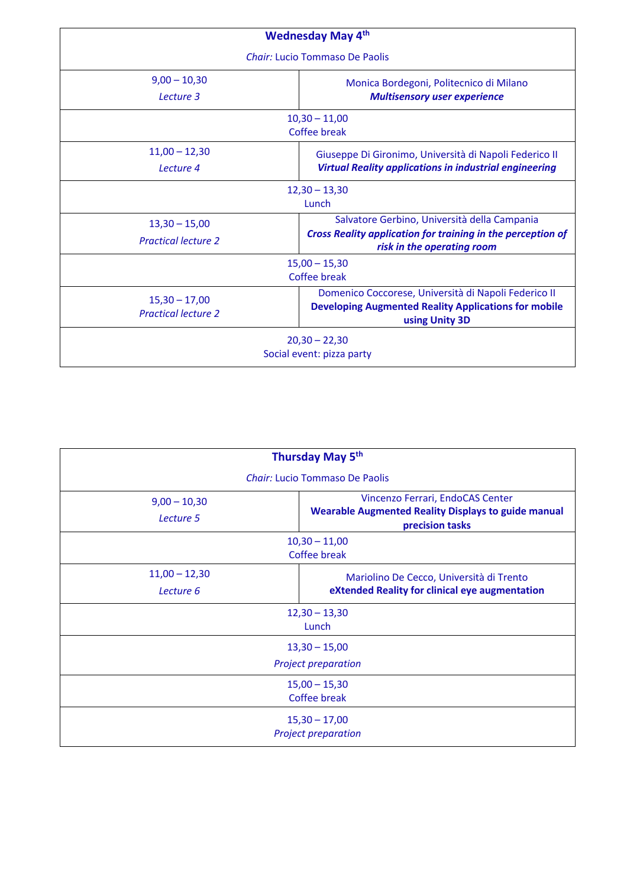| **Wednesday May 4th** | |
|---|---|
| *Chair:* Lucio Tommaso De Paolis | |
| 9,00 – 10,30<br>*Lecture 3* | Monica Bordegoni, Politecnico di Milano<br>***Multisensory user experience*** |
| 10,30 – 11,00<br>Coffee break | |
| 11,00 – 12,30<br>*Lecture 4* | Giuseppe Di Gironimo, Università di Napoli Federico II<br>***Virtual Reality applications in industrial engineering*** |
| 12,30 – 13,30<br>Lunch | |
| 13,30 – 15,00<br>*Practical lecture 2* | Salvatore Gerbino, Università della Campania<br>***Cross Reality application for training in the perception of risk in the operating room*** |
| 15,00 – 15,30<br>Coffee break | |
| 15,30 – 17,00<br>*Practical lecture 2* | Domenico Coccorese, Università di Napoli Federico II<br>**Developing Augmented Reality Applications for mobile using Unity 3D** |
| 20,30 – 22,30<br>Social event: pizza party | |

| **Thursday May 5th** | |
|---|---|
| *Chair:* Lucio Tommaso De Paolis | |
| 9,00 – 10,30<br>*Lecture 5* | Vincenzo Ferrari, EndoCAS Center<br>**Wearable Augmented Reality Displays to guide manual precision tasks** |
| 10,30 – 11,00<br>Coffee break | |
| 11,00 – 12,30<br>*Lecture 6* | Mariolino De Cecco, Università di Trento<br>**eXtended Reality for clinical eye augmentation** |
| 12,30 – 13,30<br>Lunch | |
| 13,30 – 15,00<br>*Project preparation* | |
| 15,00 – 15,30<br>Coffee break | |
| 15,30 – 17,00<br>*Project preparation* | |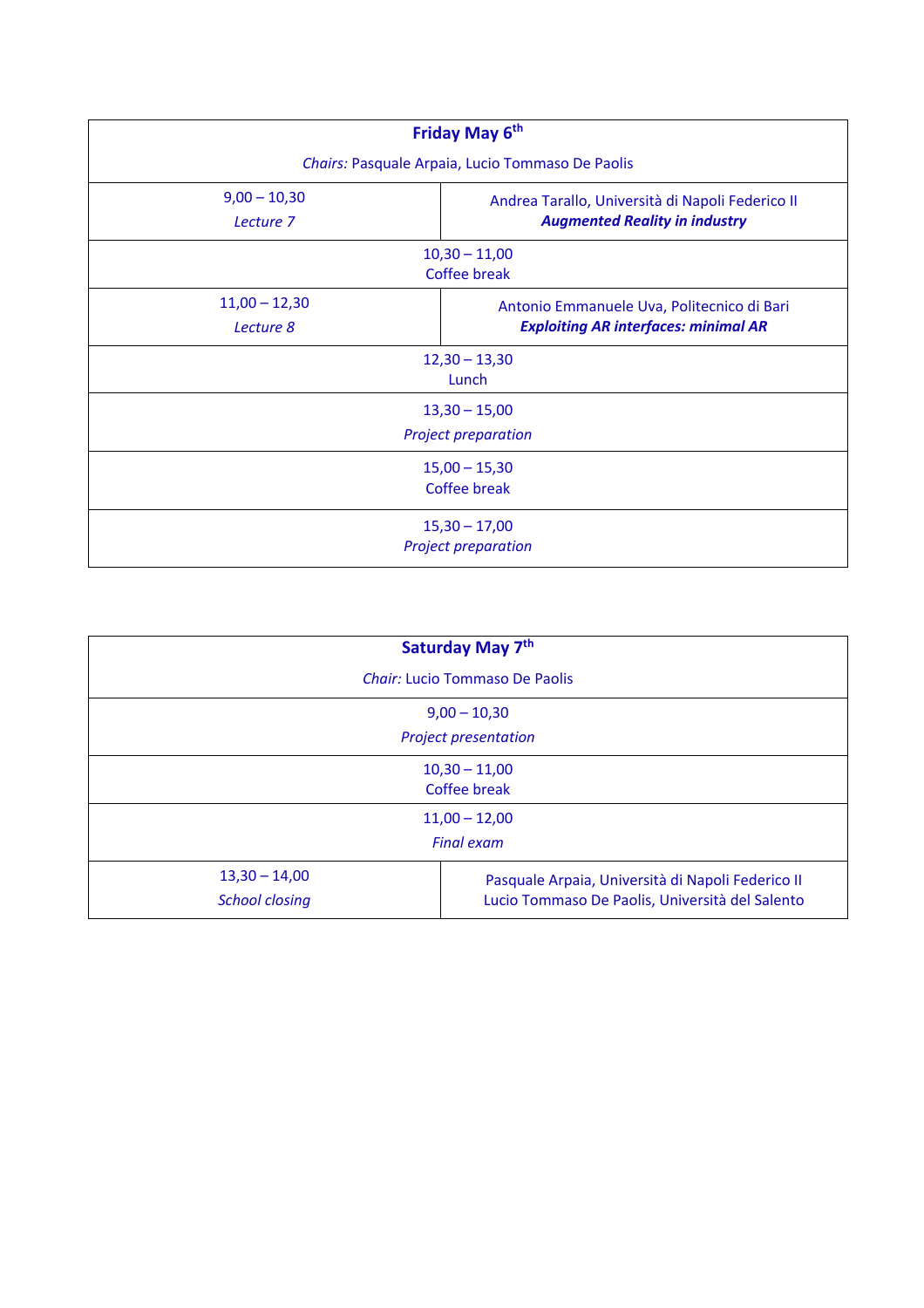| **Friday May 6th** | |
|---|---|
| *Chairs:* Pasquale Arpaia, Lucio Tommaso De Paolis | |
| 9,00 – 10,30<br>*Lecture 7* | Andrea Tarallo, Università di Napoli Federico II<br>***Augmented Reality in industry*** |
| 10,30 – 11,00<br>Coffee break | |
| 11,00 – 12,30<br>*Lecture 8* | Antonio Emmanuele Uva, Politecnico di Bari<br>***Exploiting AR interfaces: minimal AR*** |
| 12,30 – 13,30<br>Lunch | |
| 13,30 – 15,00<br>*Project preparation* | |
| 15,00 – 15,30<br>Coffee break | |
| 15,30 – 17,00<br>*Project preparation* | |

| **Saturday May 7th** | |
|---|---|
| *Chair:* Lucio Tommaso De Paolis | |
| 9,00 – 10,30<br>*Project presentation* | |
| 10,30 – 11,00<br>Coffee break | |
| 11,00 – 12,00<br>*Final exam* | |
| 13,30 – 14,00<br>*School closing* | Pasquale Arpaia, Università di Napoli Federico II<br>Lucio Tommaso De Paolis, Università del Salento |